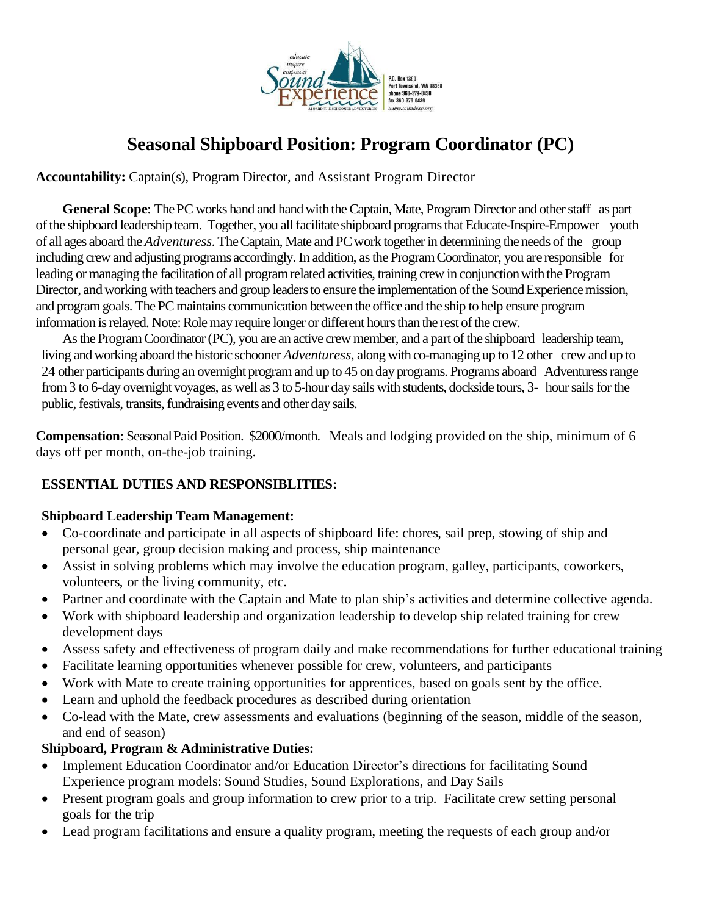educate
inspire
empower
Sound Experience
ABOARD THE SCHOONER ADVENTURESS

P.O. Box 1390
Port Townsend, WA 98368
phone 360-379-0438
fax 360-379-0439
www.soundexp.org

# Seasonal Shipboard Position: Program Coordinator (PC)

**Accountability:** Captain(s), Program Director, and Assistant Program Director

**General Scope**: The PC works hand and hand with the Captain, Mate, Program Director and other staff as part of the shipboard leadership team. Together, you all facilitate shipboard programs that Educate-Inspire-Empower youth of all ages aboard the *Adventuress*. The Captain, Mate and PC work together in determining the needs of the group including crew and adjusting programs accordingly. In addition, as the Program Coordinator, you are responsible for leading or managing the facilitation of all program related activities, training crew in conjunction with the Program Director, and working with teachers and group leaders to ensure the implementation of the Sound Experience mission, and program goals. The PC maintains communication between the office and the ship to help ensure program information is relayed. Note: Role may require longer or different hours than the rest of the crew.

As the Program Coordinator (PC), you are an active crew member, and a part of the shipboard leadership team, living and working aboard the historic schooner *Adventuress*, along with co-managing up to 12 other crew and up to 24 other participants during an overnight program and up to 45 on day programs. Programs aboard Adventuress range from 3 to 6-day overnight voyages, as well as 3 to 5-hour day sails with students, dockside tours, 3- hour sails for the public, festivals, transits, fundraising events and other day sails.

**Compensation**: Seasonal Paid Position. $2000/month. Meals and lodging provided on the ship, minimum of 6 days off per month, on-the-job training.

## ESSENTIAL DUTIES AND RESPONSIBLITIES:

### Shipboard Leadership Team Management:

- Co-coordinate and participate in all aspects of shipboard life: chores, sail prep, stowing of ship and personal gear, group decision making and process, ship maintenance
- Assist in solving problems which may involve the education program, galley, participants, coworkers, volunteers, or the living community, etc.
- Partner and coordinate with the Captain and Mate to plan ship's activities and determine collective agenda.
- Work with shipboard leadership and organization leadership to develop ship related training for crew development days
- Assess safety and effectiveness of program daily and make recommendations for further educational training
- Facilitate learning opportunities whenever possible for crew, volunteers, and participants
- Work with Mate to create training opportunities for apprentices, based on goals sent by the office.
- Learn and uphold the feedback procedures as described during orientation
- Co-lead with the Mate, crew assessments and evaluations (beginning of the season, middle of the season, and end of season)

### Shipboard, Program & Administrative Duties:

- Implement Education Coordinator and/or Education Director's directions for facilitating Sound Experience program models: Sound Studies, Sound Explorations, and Day Sails
- Present program goals and group information to crew prior to a trip. Facilitate crew setting personal goals for the trip
- Lead program facilitations and ensure a quality program, meeting the requests of each group and/or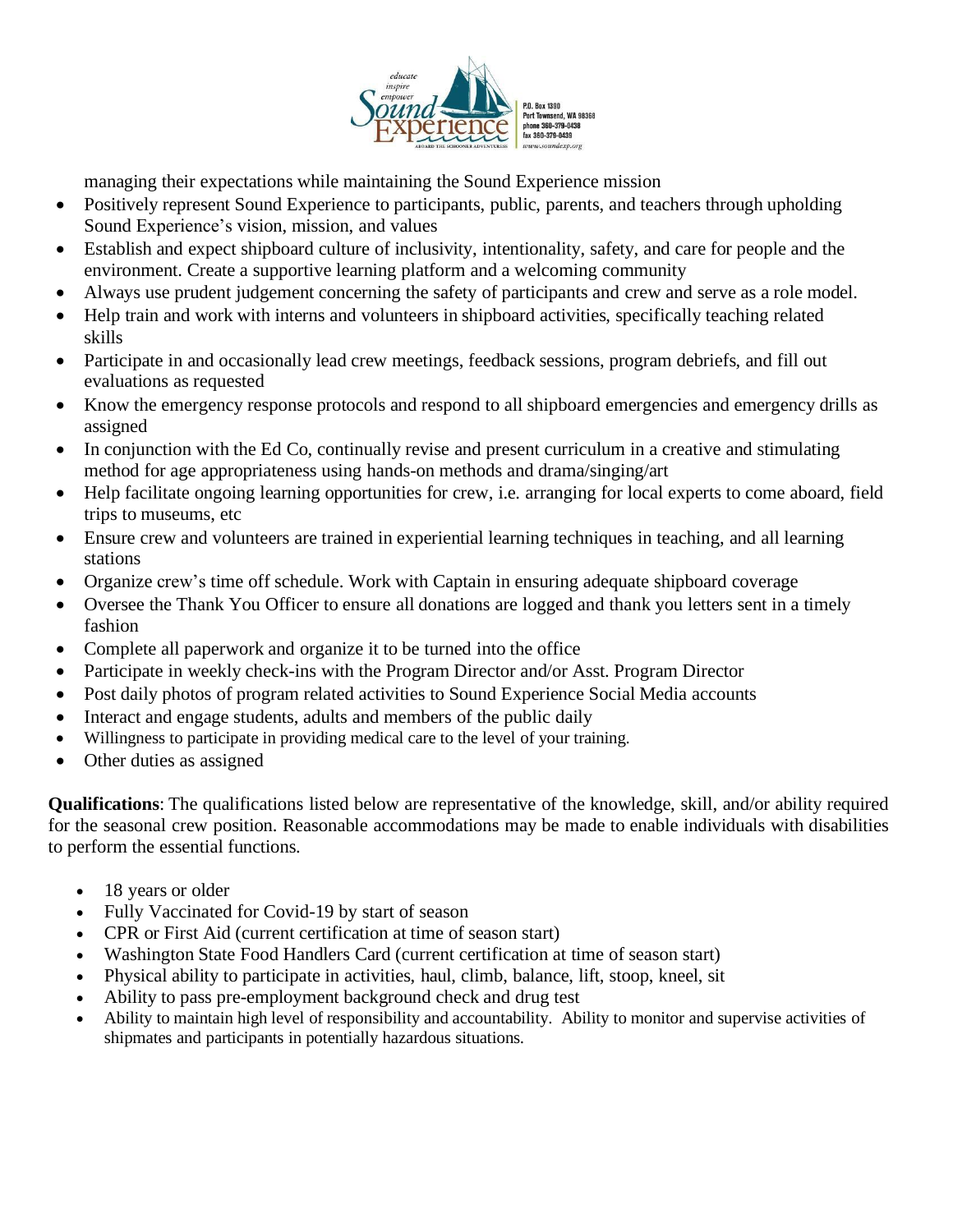managing their expectations while maintaining the Sound Experience mission

- Positively represent Sound Experience to participants, public, parents, and teachers through upholding Sound Experience's vision, mission, and values
- Establish and expect shipboard culture of inclusivity, intentionality, safety, and care for people and the environment. Create a supportive learning platform and a welcoming community
- Always use prudent judgement concerning the safety of participants and crew and serve as a role model.
- Help train and work with interns and volunteers in shipboard activities, specifically teaching related skills
- Participate in and occasionally lead crew meetings, feedback sessions, program debriefs, and fill out evaluations as requested
- Know the emergency response protocols and respond to all shipboard emergencies and emergency drills as assigned
- In conjunction with the Ed Co, continually revise and present curriculum in a creative and stimulating method for age appropriateness using hands-on methods and drama/singing/art
- Help facilitate ongoing learning opportunities for crew, i.e. arranging for local experts to come aboard, field trips to museums, etc
- Ensure crew and volunteers are trained in experiential learning techniques in teaching, and all learning stations
- Organize crew's time off schedule. Work with Captain in ensuring adequate shipboard coverage
- Oversee the Thank You Officer to ensure all donations are logged and thank you letters sent in a timely fashion
- Complete all paperwork and organize it to be turned into the office
- Participate in weekly check-ins with the Program Director and/or Asst. Program Director
- Post daily photos of program related activities to Sound Experience Social Media accounts
- Interact and engage students, adults and members of the public daily
- Willingness to participate in providing medical care to the level of your training.
- Other duties as assigned

**Qualifications**: The qualifications listed below are representative of the knowledge, skill, and/or ability required for the seasonal crew position. Reasonable accommodations may be made to enable individuals with disabilities to perform the essential functions.

- 18 years or older
- Fully Vaccinated for Covid-19 by start of season
- CPR or First Aid (current certification at time of season start)
- Washington State Food Handlers Card (current certification at time of season start)
- Physical ability to participate in activities, haul, climb, balance, lift, stoop, kneel, sit
- Ability to pass pre-employment background check and drug test
- Ability to maintain high level of responsibility and accountability. Ability to monitor and supervise activities of shipmates and participants in potentially hazardous situations.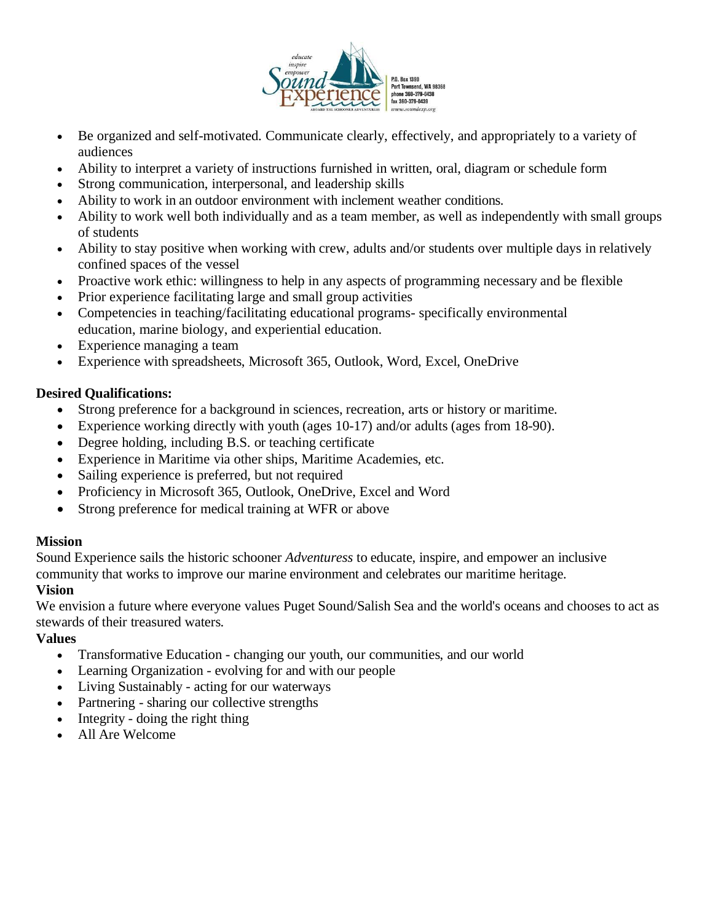- Be organized and self-motivated. Communicate clearly, effectively, and appropriately to a variety of audiences
- Ability to interpret a variety of instructions furnished in written, oral, diagram or schedule form
- Strong communication, interpersonal, and leadership skills
- Ability to work in an outdoor environment with inclement weather conditions.
- Ability to work well both individually and as a team member, as well as independently with small groups of students
- Ability to stay positive when working with crew, adults and/or students over multiple days in relatively confined spaces of the vessel
- Proactive work ethic: willingness to help in any aspects of programming necessary and be flexible
- Prior experience facilitating large and small group activities
- Competencies in teaching/facilitating educational programs- specifically environmental education, marine biology, and experiential education.
- Experience managing a team
- Experience with spreadsheets, Microsoft 365, Outlook, Word, Excel, OneDrive

**Desired Qualifications:**

- Strong preference for a background in sciences, recreation, arts or history or maritime.
- Experience working directly with youth (ages 10-17) and/or adults (ages from 18-90).
- Degree holding, including B.S. or teaching certificate
- Experience in Maritime via other ships, Maritime Academies, etc.
- Sailing experience is preferred, but not required
- Proficiency in Microsoft 365, Outlook, OneDrive, Excel and Word
- Strong preference for medical training at WFR or above

**Mission**

Sound Experience sails the historic schooner *Adventuress* to educate, inspire, and empower an inclusive community that works to improve our marine environment and celebrates our maritime heritage.

**Vision**

We envision a future where everyone values Puget Sound/Salish Sea and the world's oceans and chooses to act as stewards of their treasured waters.

**Values**

- Transformative Education - changing our youth, our communities, and our world
- Learning Organization - evolving for and with our people
- Living Sustainably - acting for our waterways
- Partnering - sharing our collective strengths
- Integrity - doing the right thing
- All Are Welcome